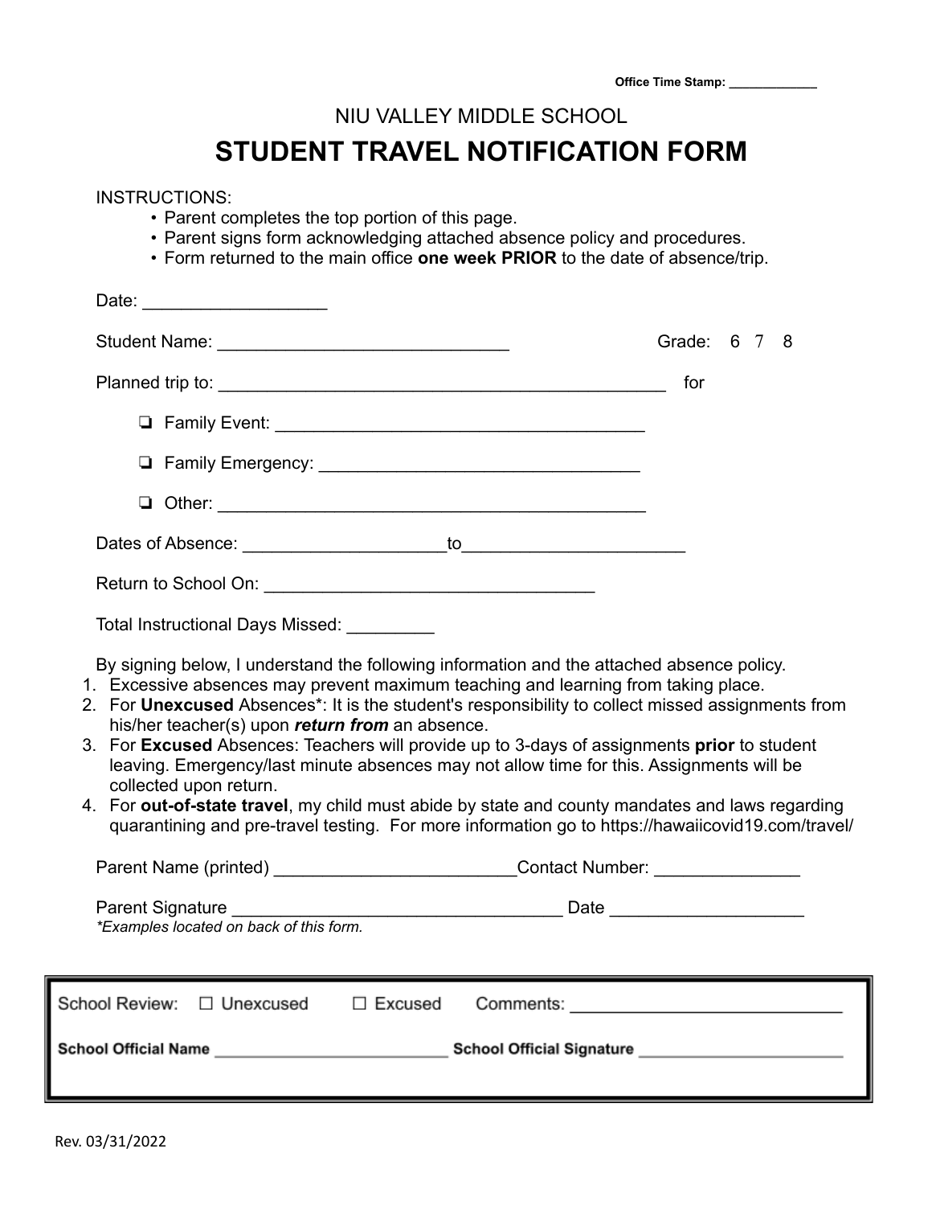Office Time Stamp: ____________

NIU VALLEY MIDDLE SCHOOL

# STUDENT TRAVEL NOTIFICATION FORM

INSTRUCTIONS:

- Parent completes the top portion of this page.
- Parent signs form acknowledging attached absence policy and procedures.
- Form returned to the main office **one week PRIOR** to the date of absence/trip.

Date: __________________

Student Name: _____________________________ Grade: 6 7 8

Planned trip to: _______________________________________________ for

- ❏ Family Event: _____________________________________
- ❏ Family Emergency: _________________________________
- ❏ Other: ____________________________________________

Dates of Absence: ____________________to______________________

Return to School On: _________________________________

Total Instructional Days Missed: _________

By signing below, I understand the following information and the attached absence policy.

1. Excessive absences may prevent maximum teaching and learning from taking place.
2. For **Unexcused** Absences*: It is the student's responsibility to collect missed assignments from his/her teacher(s) upon ***return from*** an absence.
3. For **Excused** Absences: Teachers will provide up to 3-days of assignments **prior** to student leaving. Emergency/last minute absences may not allow time for this. Assignments will be collected upon return.
4. For **out-of-state travel**, my child must abide by state and county mandates and laws regarding quarantining and pre-travel testing. For more information go to https://hawaiicovid19.com/travel/

Parent Name (printed) ________________________Contact Number: ______________

Parent Signature _________________________________ Date ___________________

*\*Examples located on back of this form.*

School Review: ☐ Unexcused ☐ Excused Comments: ____________________________

**School Official Name** __________________________ **School Official Signature** ______________________

Rev. 03/31/2022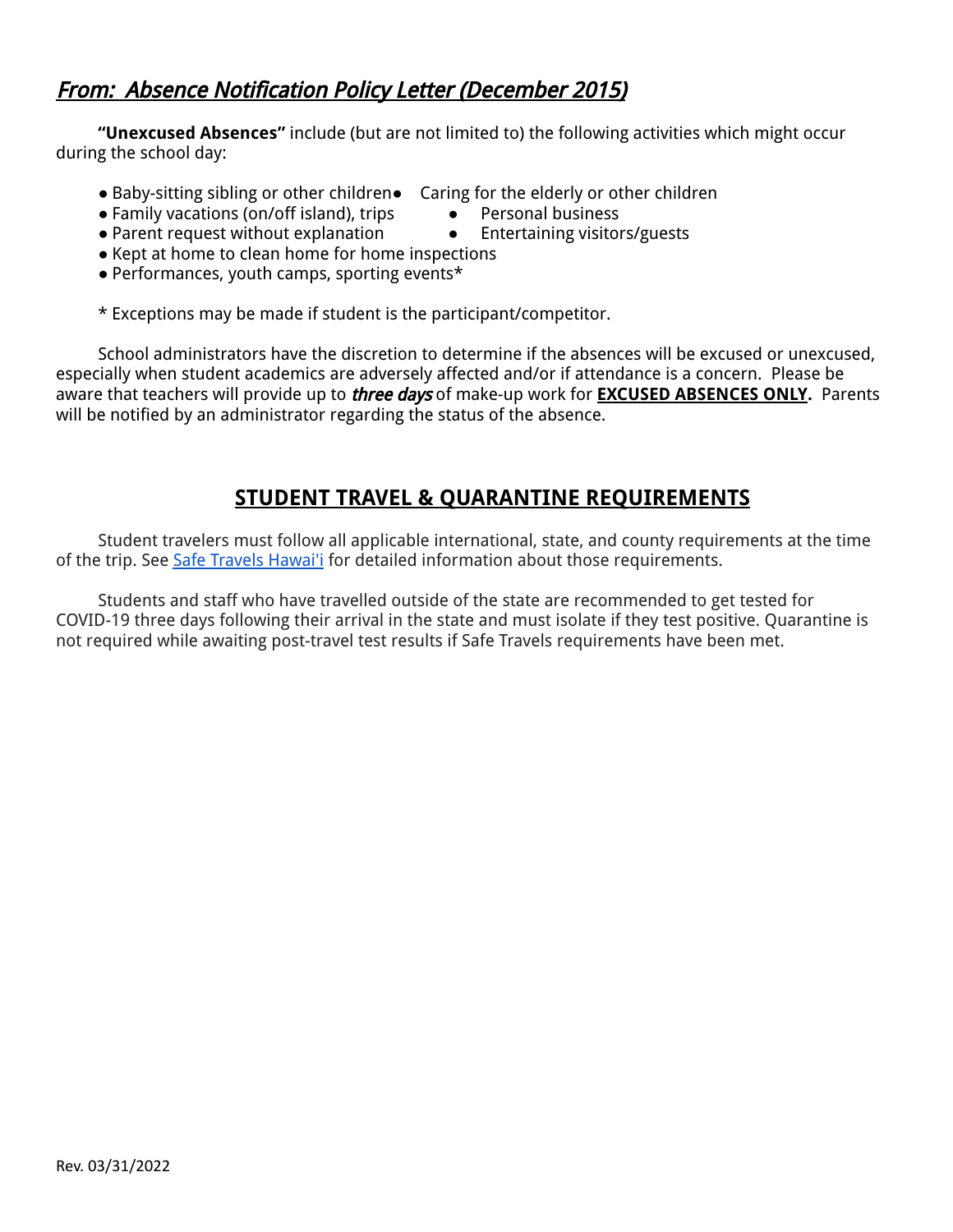## *From: Absence Notification Policy Letter (December 2015)*

**"Unexcused Absences"** include (but are not limited to) the following activities which might occur during the school day:

- Baby-sitting sibling or other children
- Caring for the elderly or other children
- Family vacations (on/off island), trips
- Personal business
- Parent request without explanation
- Entertaining visitors/guests
- Kept at home to clean home for home inspections
- Performances, youth camps, sporting events*

\* Exceptions may be made if student is the participant/competitor.

School administrators have the discretion to determine if the absences will be excused or unexcused, especially when student academics are adversely affected and/or if attendance is a concern. Please be aware that teachers will provide up to ***three days*** of make-up work for **EXCUSED ABSENCES ONLY.** Parents will be notified by an administrator regarding the status of the absence.

## STUDENT TRAVEL & QUARANTINE REQUIREMENTS

Student travelers must follow all applicable international, state, and county requirements at the time of the trip. See [Safe Travels Hawai'i]() for detailed information about those requirements.

Students and staff who have travelled outside of the state are recommended to get tested for COVID-19 three days following their arrival in the state and must isolate if they test positive. Quarantine is not required while awaiting post-travel test results if Safe Travels requirements have been met.

Rev. 03/31/2022